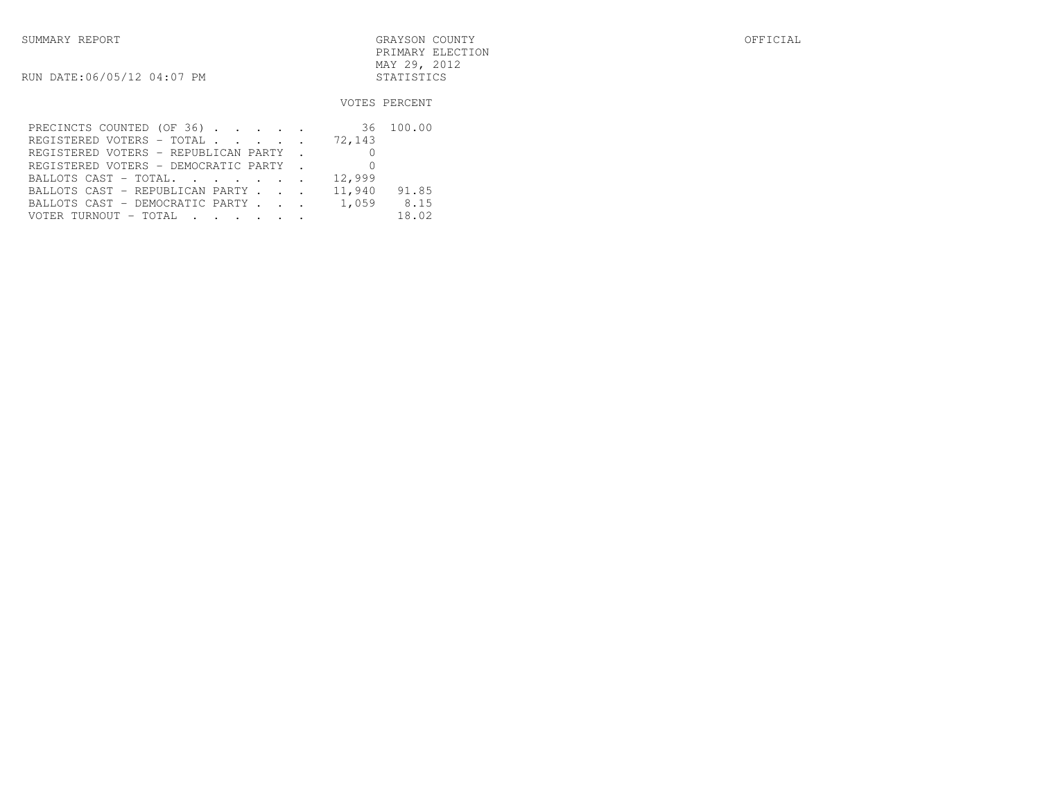SUMMARY REPORT

GRAYSON COUNTY
PRIMARY ELECTION
MAY 29, 2012
STATISTICS

OFFICIAL

RUN DATE:06/05/12 04:07 PM

| | VOTES | PERCENT |
|---|---|---|
| PRECINCTS COUNTED (OF 36) . . . . . | 36 | 100.00 |
| REGISTERED VOTERS - TOTAL . . . . . | 72,143 | |
| REGISTERED VOTERS - REPUBLICAN PARTY . | 0 | |
| REGISTERED VOTERS - DEMOCRATIC PARTY . | 0 | |
| BALLOTS CAST - TOTAL. . . . . . . . | 12,999 | |
| BALLOTS CAST - REPUBLICAN PARTY . . . | 11,940 | 91.85 |
| BALLOTS CAST - DEMOCRATIC PARTY . . . | 1,059 | 8.15 |
| VOTER TURNOUT - TOTAL . . . . . . | | 18.02 |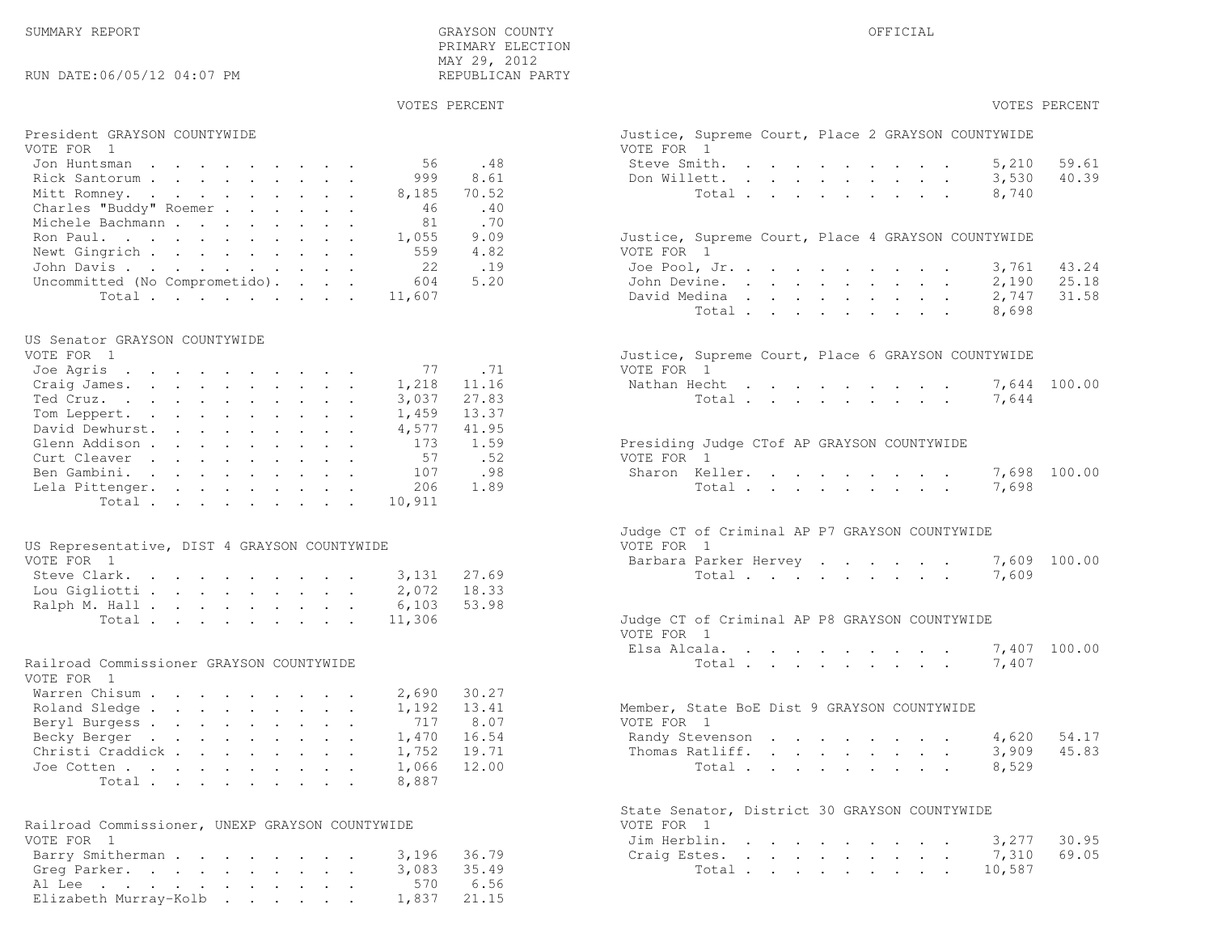SUMMARY REPORT

RUN DATE:06/05/12 04:07 PM

GRAYSON COUNTY
PRIMARY ELECTION
MAY 29, 2012
REPUBLICAN PARTY

OFFICIAL

### President GRAYSON COUNTYWIDE
VOTE FOR 1

| Candidate | VOTES | PERCENT |
|---|---|---|
| Jon Huntsman | 56 | .48 |
| Rick Santorum | 999 | 8.61 |
| Mitt Romney | 8,185 | 70.52 |
| Charles "Buddy" Roemer | 46 | .40 |
| Michele Bachmann | 81 | .70 |
| Ron Paul | 1,055 | 9.09 |
| Newt Gingrich | 559 | 4.82 |
| John Davis | 22 | .19 |
| Uncommitted (No Comprometido) | 604 | 5.20 |
| Total | 11,607 | |

### US Senator GRAYSON COUNTYWIDE
VOTE FOR 1

| Candidate | VOTES | PERCENT |
|---|---|---|
| Joe Agris | 77 | .71 |
| Craig James | 1,218 | 11.16 |
| Ted Cruz | 3,037 | 27.83 |
| Tom Leppert | 1,459 | 13.37 |
| David Dewhurst | 4,577 | 41.95 |
| Glenn Addison | 173 | 1.59 |
| Curt Cleaver | 57 | .52 |
| Ben Gambini | 107 | .98 |
| Lela Pittenger | 206 | 1.89 |
| Total | 10,911 | |

### US Representative, DIST 4 GRAYSON COUNTYWIDE
VOTE FOR 1

| Candidate | VOTES | PERCENT |
|---|---|---|
| Steve Clark | 3,131 | 27.69 |
| Lou Gigliotti | 2,072 | 18.33 |
| Ralph M. Hall | 6,103 | 53.98 |
| Total | 11,306 | |

### Railroad Commissioner GRAYSON COUNTYWIDE
VOTE FOR 1

| Candidate | VOTES | PERCENT |
|---|---|---|
| Warren Chisum | 2,690 | 30.27 |
| Roland Sledge | 1,192 | 13.41 |
| Beryl Burgess | 717 | 8.07 |
| Becky Berger | 1,470 | 16.54 |
| Christi Craddick | 1,752 | 19.71 |
| Joe Cotten | 1,066 | 12.00 |
| Total | 8,887 | |

### Railroad Commissioner, UNEXP GRAYSON COUNTYWIDE
VOTE FOR 1

| Candidate | VOTES | PERCENT |
|---|---|---|
| Barry Smitherman | 3,196 | 36.79 |
| Greg Parker | 3,083 | 35.49 |
| Al Lee | 570 | 6.56 |
| Elizabeth Murray-Kolb | 1,837 | 21.15 |

### Justice, Supreme Court, Place 2 GRAYSON COUNTYWIDE
VOTE FOR 1

| Candidate | VOTES | PERCENT |
|---|---|---|
| Steve Smith | 5,210 | 59.61 |
| Don Willett | 3,530 | 40.39 |
| Total | 8,740 | |

### Justice, Supreme Court, Place 4 GRAYSON COUNTYWIDE
VOTE FOR 1

| Candidate | VOTES | PERCENT |
|---|---|---|
| Joe Pool, Jr. | 3,761 | 43.24 |
| John Devine | 2,190 | 25.18 |
| David Medina | 2,747 | 31.58 |
| Total | 8,698 | |

### Justice, Supreme Court, Place 6 GRAYSON COUNTYWIDE
VOTE FOR 1

| Candidate | VOTES | PERCENT |
|---|---|---|
| Nathan Hecht | 7,644 | 100.00 |
| Total | 7,644 | |

### Presiding Judge CTof AP GRAYSON COUNTYWIDE
VOTE FOR 1

| Candidate | VOTES | PERCENT |
|---|---|---|
| Sharon Keller | 7,698 | 100.00 |
| Total | 7,698 | |

### Judge CT of Criminal AP P7 GRAYSON COUNTYWIDE
VOTE FOR 1

| Candidate | VOTES | PERCENT |
|---|---|---|
| Barbara Parker Hervey | 7,609 | 100.00 |
| Total | 7,609 | |

### Judge CT of Criminal AP P8 GRAYSON COUNTYWIDE
VOTE FOR 1

| Candidate | VOTES | PERCENT |
|---|---|---|
| Elsa Alcala | 7,407 | 100.00 |
| Total | 7,407 | |

### Member, State BoE Dist 9 GRAYSON COUNTYWIDE
VOTE FOR 1

| Candidate | VOTES | PERCENT |
|---|---|---|
| Randy Stevenson | 4,620 | 54.17 |
| Thomas Ratliff | 3,909 | 45.83 |
| Total | 8,529 | |

### State Senator, District 30 GRAYSON COUNTYWIDE
VOTE FOR 1

| Candidate | VOTES | PERCENT |
|---|---|---|
| Jim Herblin | 3,277 | 30.95 |
| Craig Estes | 7,310 | 69.05 |
| Total | 10,587 | |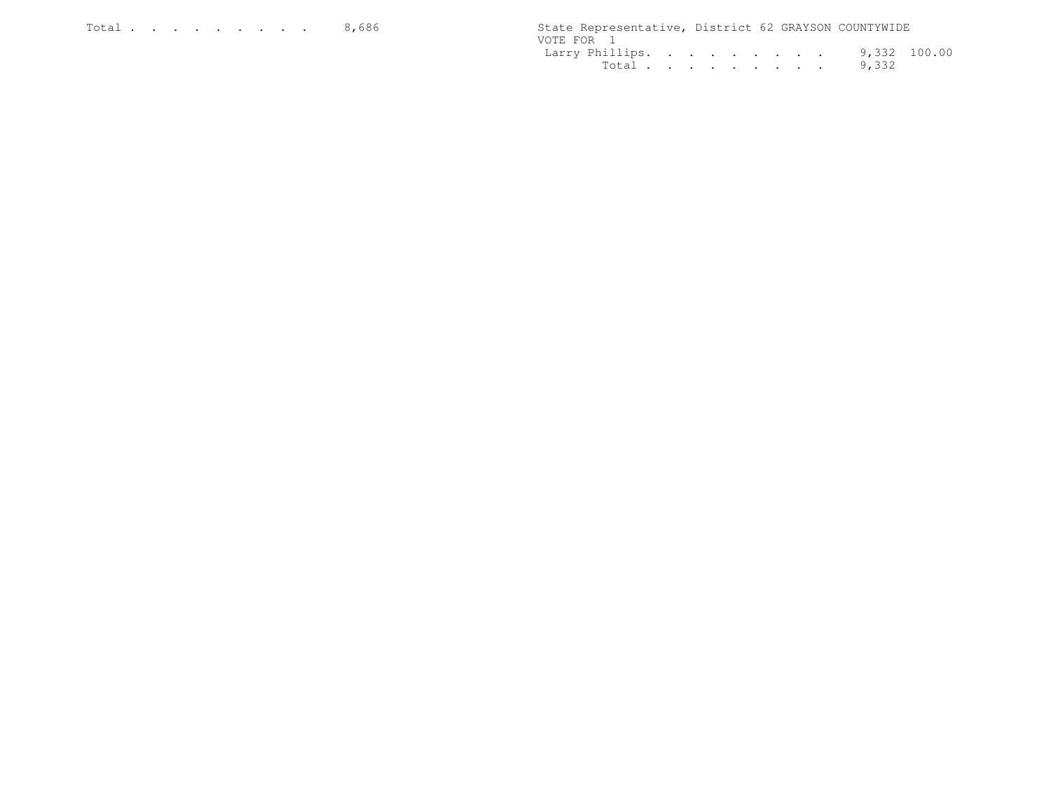Total . . . . . . . . . . 8,686

State Representative, District 62 GRAYSON COUNTYWIDE
VOTE FOR 1

| | | |
|---|---|---|
| Larry Phillips. . . . . . . . . . | 9,332 | 100.00 |
| Total . . . . . . . . . . | 9,332 | |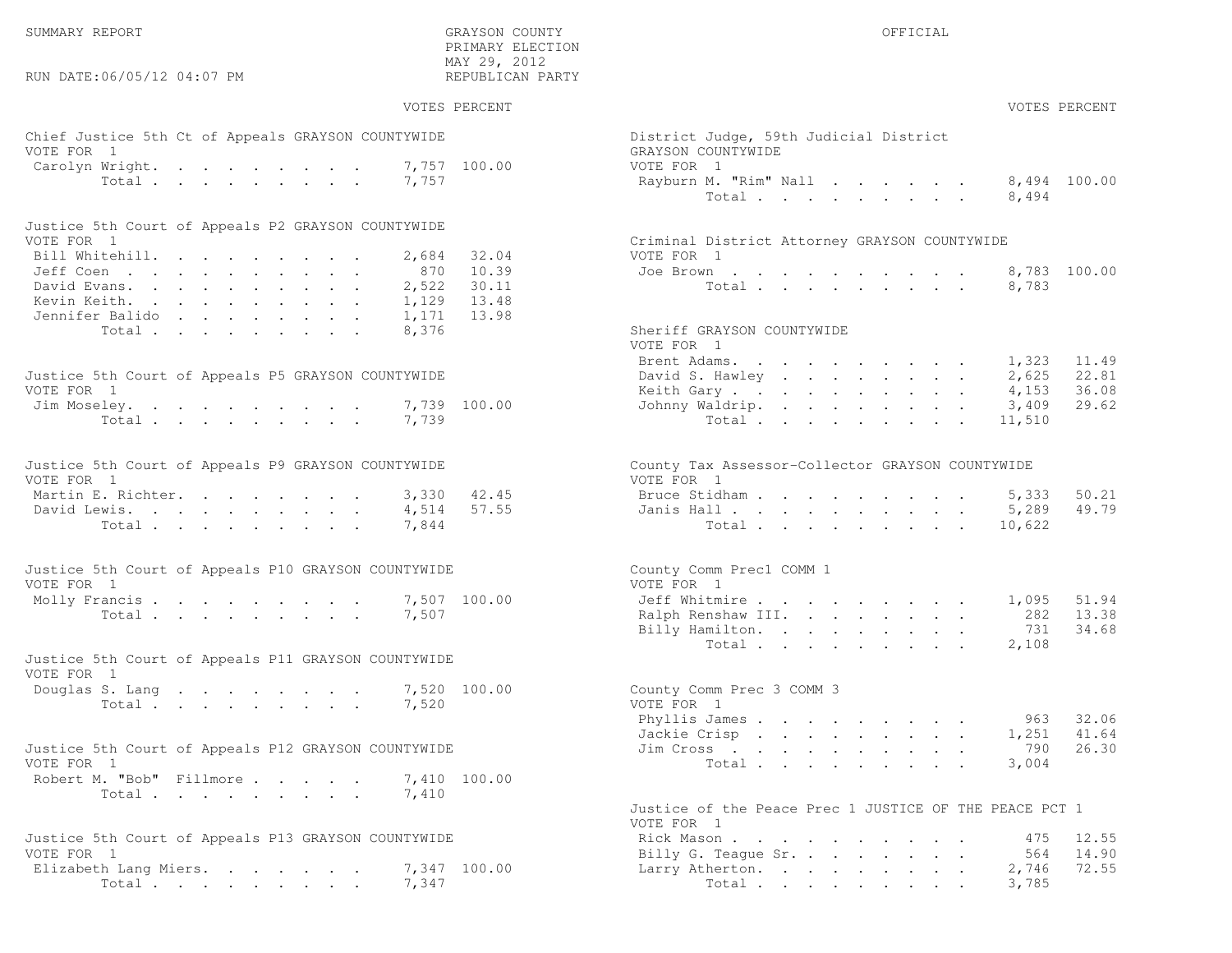SUMMARY REPORT

GRAYSON COUNTY
PRIMARY ELECTION
MAY 29, 2012
REPUBLICAN PARTY

OFFICIAL

RUN DATE:06/05/12 04:07 PM

### Chief Justice 5th Ct of Appeals GRAYSON COUNTYWIDE

VOTE FOR 1

| Candidate | VOTES | PERCENT |
|---|---|---|
| Carolyn Wright | 7,757 | 100.00 |
| Total | 7,757 | |

### Justice 5th Court of Appeals P2 GRAYSON COUNTYWIDE

VOTE FOR 1

| Candidate | VOTES | PERCENT |
|---|---|---|
| Bill Whitehill | 2,684 | 32.04 |
| Jeff Coen | 870 | 10.39 |
| David Evans | 2,522 | 30.11 |
| Kevin Keith | 1,129 | 13.48 |
| Jennifer Balido | 1,171 | 13.98 |
| Total | 8,376 | |

### Justice 5th Court of Appeals P5 GRAYSON COUNTYWIDE

VOTE FOR 1

| Candidate | VOTES | PERCENT |
|---|---|---|
| Jim Moseley | 7,739 | 100.00 |
| Total | 7,739 | |

### Justice 5th Court of Appeals P9 GRAYSON COUNTYWIDE

VOTE FOR 1

| Candidate | VOTES | PERCENT |
|---|---|---|
| Martin E. Richter | 3,330 | 42.45 |
| David Lewis | 4,514 | 57.55 |
| Total | 7,844 | |

### Justice 5th Court of Appeals P10 GRAYSON COUNTYWIDE

VOTE FOR 1

| Candidate | VOTES | PERCENT |
|---|---|---|
| Molly Francis | 7,507 | 100.00 |
| Total | 7,507 | |

### Justice 5th Court of Appeals P11 GRAYSON COUNTYWIDE

VOTE FOR 1

| Candidate | VOTES | PERCENT |
|---|---|---|
| Douglas S. Lang | 7,520 | 100.00 |
| Total | 7,520 | |

### Justice 5th Court of Appeals P12 GRAYSON COUNTYWIDE

VOTE FOR 1

| Candidate | VOTES | PERCENT |
|---|---|---|
| Robert M. "Bob" Fillmore | 7,410 | 100.00 |
| Total | 7,410 | |

### Justice 5th Court of Appeals P13 GRAYSON COUNTYWIDE

VOTE FOR 1

| Candidate | VOTES | PERCENT |
|---|---|---|
| Elizabeth Lang Miers | 7,347 | 100.00 |
| Total | 7,347 | |

### District Judge, 59th Judicial District GRAYSON COUNTYWIDE

VOTE FOR 1

| Candidate | VOTES | PERCENT |
|---|---|---|
| Rayburn M. "Rim" Nall | 8,494 | 100.00 |
| Total | 8,494 | |

### Criminal District Attorney GRAYSON COUNTYWIDE

VOTE FOR 1

| Candidate | VOTES | PERCENT |
|---|---|---|
| Joe Brown | 8,783 | 100.00 |
| Total | 8,783 | |

### Sheriff GRAYSON COUNTYWIDE

VOTE FOR 1

| Candidate | VOTES | PERCENT |
|---|---|---|
| Brent Adams | 1,323 | 11.49 |
| David S. Hawley | 2,625 | 22.81 |
| Keith Gary | 4,153 | 36.08 |
| Johnny Waldrip | 3,409 | 29.62 |
| Total | 11,510 | |

### County Tax Assessor-Collector GRAYSON COUNTYWIDE

VOTE FOR 1

| Candidate | VOTES | PERCENT |
|---|---|---|
| Bruce Stidham | 5,333 | 50.21 |
| Janis Hall | 5,289 | 49.79 |
| Total | 10,622 | |

### County Comm Prec1 COMM 1

VOTE FOR 1

| Candidate | VOTES | PERCENT |
|---|---|---|
| Jeff Whitmire | 1,095 | 51.94 |
| Ralph Renshaw III | 282 | 13.38 |
| Billy Hamilton | 731 | 34.68 |
| Total | 2,108 | |

### County Comm Prec 3 COMM 3

VOTE FOR 1

| Candidate | VOTES | PERCENT |
|---|---|---|
| Phyllis James | 963 | 32.06 |
| Jackie Crisp | 1,251 | 41.64 |
| Jim Cross | 790 | 26.30 |
| Total | 3,004 | |

### Justice of the Peace Prec 1 JUSTICE OF THE PEACE PCT 1

VOTE FOR 1

| Candidate | VOTES | PERCENT |
|---|---|---|
| Rick Mason | 475 | 12.55 |
| Billy G. Teague Sr. | 564 | 14.90 |
| Larry Atherton | 2,746 | 72.55 |
| Total | 3,785 | |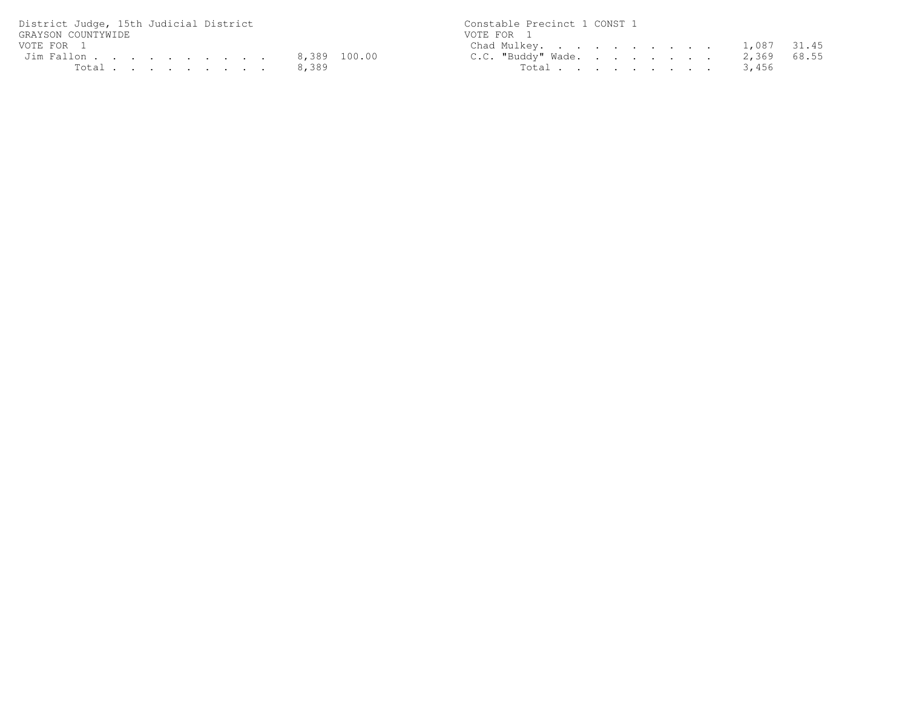District Judge, 15th Judicial District
GRAYSON COUNTYWIDE
VOTE FOR 1

| Candidate | Votes | Percent |
| --- | --- | --- |
| Jim Fallon | 8,389 | 100.00 |
| Total | 8,389 | |

Constable Precinct 1 CONST 1
VOTE FOR 1

| Candidate | Votes | Percent |
| --- | --- | --- |
| Chad Mulkey | 1,087 | 31.45 |
| C.C. "Buddy" Wade | 2,369 | 68.55 |
| Total | 3,456 | |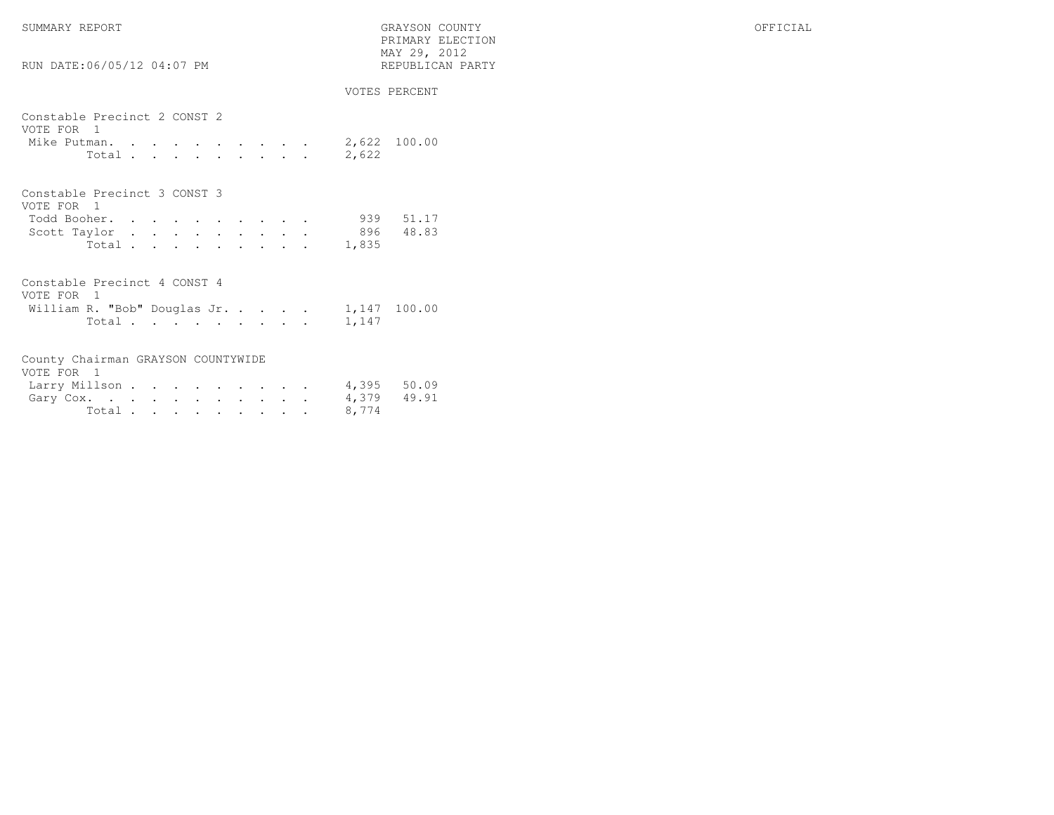SUMMARY REPORT

GRAYSON COUNTY
PRIMARY ELECTION
MAY 29, 2012
REPUBLICAN PARTY

OFFICIAL

RUN DATE:06/05/12 04:07 PM

### Constable Precinct 2 CONST 2

VOTE FOR 1

| Candidate | VOTES | PERCENT |
|---|---|---|
| Mike Putman | 2,622 | 100.00 |
| Total | 2,622 | |

### Constable Precinct 3 CONST 3

VOTE FOR 1

| Candidate | VOTES | PERCENT |
|---|---|---|
| Todd Booher | 939 | 51.17 |
| Scott Taylor | 896 | 48.83 |
| Total | 1,835 | |

### Constable Precinct 4 CONST 4

VOTE FOR 1

| Candidate | VOTES | PERCENT |
|---|---|---|
| William R. "Bob" Douglas Jr. | 1,147 | 100.00 |
| Total | 1,147 | |

### County Chairman GRAYSON COUNTYWIDE

VOTE FOR 1

| Candidate | VOTES | PERCENT |
|---|---|---|
| Larry Millson | 4,395 | 50.09 |
| Gary Cox | 4,379 | 49.91 |
| Total | 8,774 | |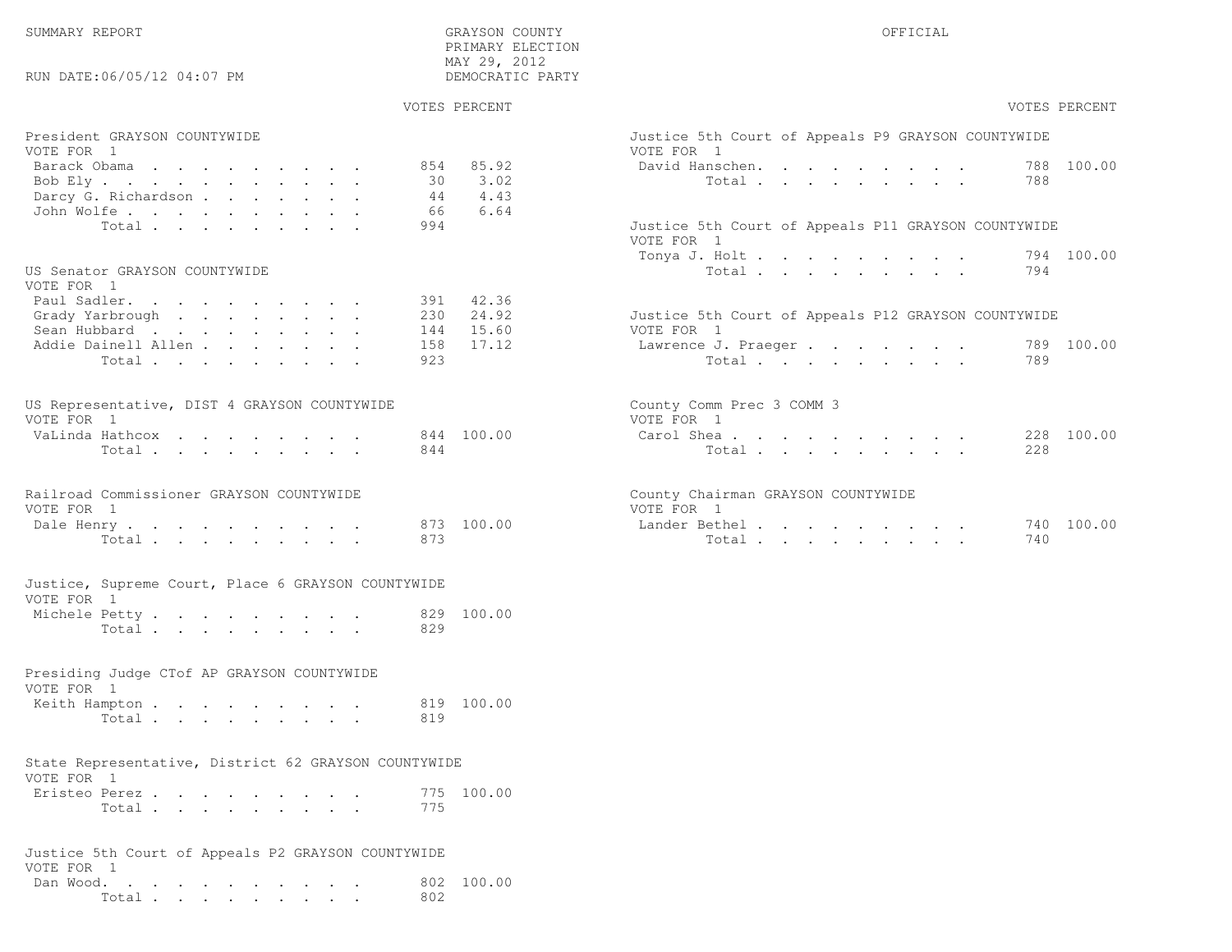SUMMARY REPORT

GRAYSON COUNTY
PRIMARY ELECTION
MAY 29, 2012
DEMOCRATIC PARTY

OFFICIAL

RUN DATE:06/05/12 04:07 PM

### President GRAYSON COUNTYWIDE

VOTE FOR 1

| | VOTES | PERCENT |
|---|---|---|
| Barack Obama | 854 | 85.92 |
| Bob Ely | 30 | 3.02 |
| Darcy G. Richardson | 44 | 4.43 |
| John Wolfe | 66 | 6.64 |
| Total | 994 | |

### US Senator GRAYSON COUNTYWIDE

VOTE FOR 1

| | VOTES | PERCENT |
|---|---|---|
| Paul Sadler. | 391 | 42.36 |
| Grady Yarbrough | 230 | 24.92 |
| Sean Hubbard | 144 | 15.60 |
| Addie Dainell Allen | 158 | 17.12 |
| Total | 923 | |

### US Representative, DIST 4 GRAYSON COUNTYWIDE

VOTE FOR 1

| | VOTES | PERCENT |
|---|---|---|
| VaLinda Hathcox | 844 | 100.00 |
| Total | 844 | |

### Railroad Commissioner GRAYSON COUNTYWIDE

VOTE FOR 1

| | VOTES | PERCENT |
|---|---|---|
| Dale Henry | 873 | 100.00 |
| Total | 873 | |

### Justice, Supreme Court, Place 6 GRAYSON COUNTYWIDE

VOTE FOR 1

| | VOTES | PERCENT |
|---|---|---|
| Michele Petty | 829 | 100.00 |
| Total | 829 | |

### Presiding Judge CTof AP GRAYSON COUNTYWIDE

VOTE FOR 1

| | VOTES | PERCENT |
|---|---|---|
| Keith Hampton | 819 | 100.00 |
| Total | 819 | |

### State Representative, District 62 GRAYSON COUNTYWIDE

VOTE FOR 1

| | VOTES | PERCENT |
|---|---|---|
| Eristeo Perez | 775 | 100.00 |
| Total | 775 | |

### Justice 5th Court of Appeals P2 GRAYSON COUNTYWIDE

VOTE FOR 1

| | VOTES | PERCENT |
|---|---|---|
| Dan Wood. | 802 | 100.00 |
| Total | 802 | |

### Justice 5th Court of Appeals P9 GRAYSON COUNTYWIDE

VOTE FOR 1

| | VOTES | PERCENT |
|---|---|---|
| David Hanschen. | 788 | 100.00 |
| Total | 788 | |

### Justice 5th Court of Appeals P11 GRAYSON COUNTYWIDE

VOTE FOR 1

| | VOTES | PERCENT |
|---|---|---|
| Tonya J. Holt | 794 | 100.00 |
| Total | 794 | |

### Justice 5th Court of Appeals P12 GRAYSON COUNTYWIDE

VOTE FOR 1

| | VOTES | PERCENT |
|---|---|---|
| Lawrence J. Praeger | 789 | 100.00 |
| Total | 789 | |

### County Comm Prec 3 COMM 3

VOTE FOR 1

| | VOTES | PERCENT |
|---|---|---|
| Carol Shea | 228 | 100.00 |
| Total | 228 | |

### County Chairman GRAYSON COUNTYWIDE

VOTE FOR 1

| | VOTES | PERCENT |
|---|---|---|
| Lander Bethel | 740 | 100.00 |
| Total | 740 | |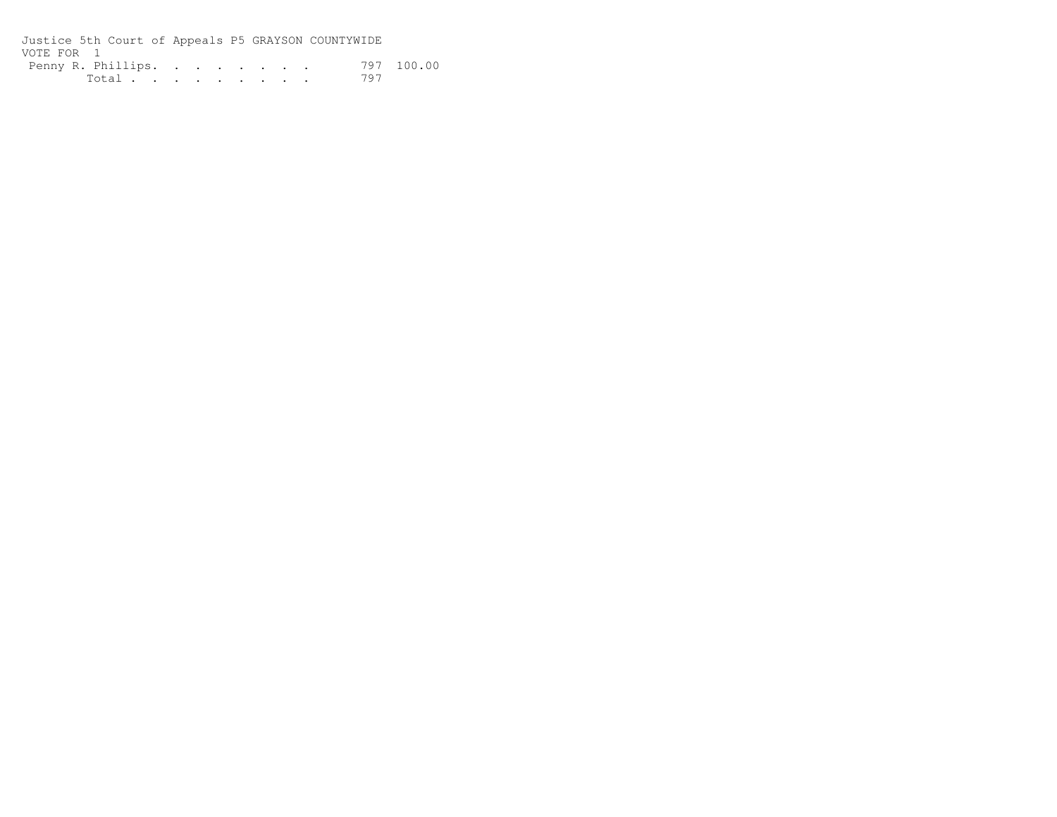Justice 5th Court of Appeals P5 GRAYSON COUNTYWIDE

VOTE FOR 1

| | Votes | Percent |
|---|---|---|
| Penny R. Phillips. . . . . . . . . | 797 | 100.00 |
| Total . . . . . . . . . . | 797 | |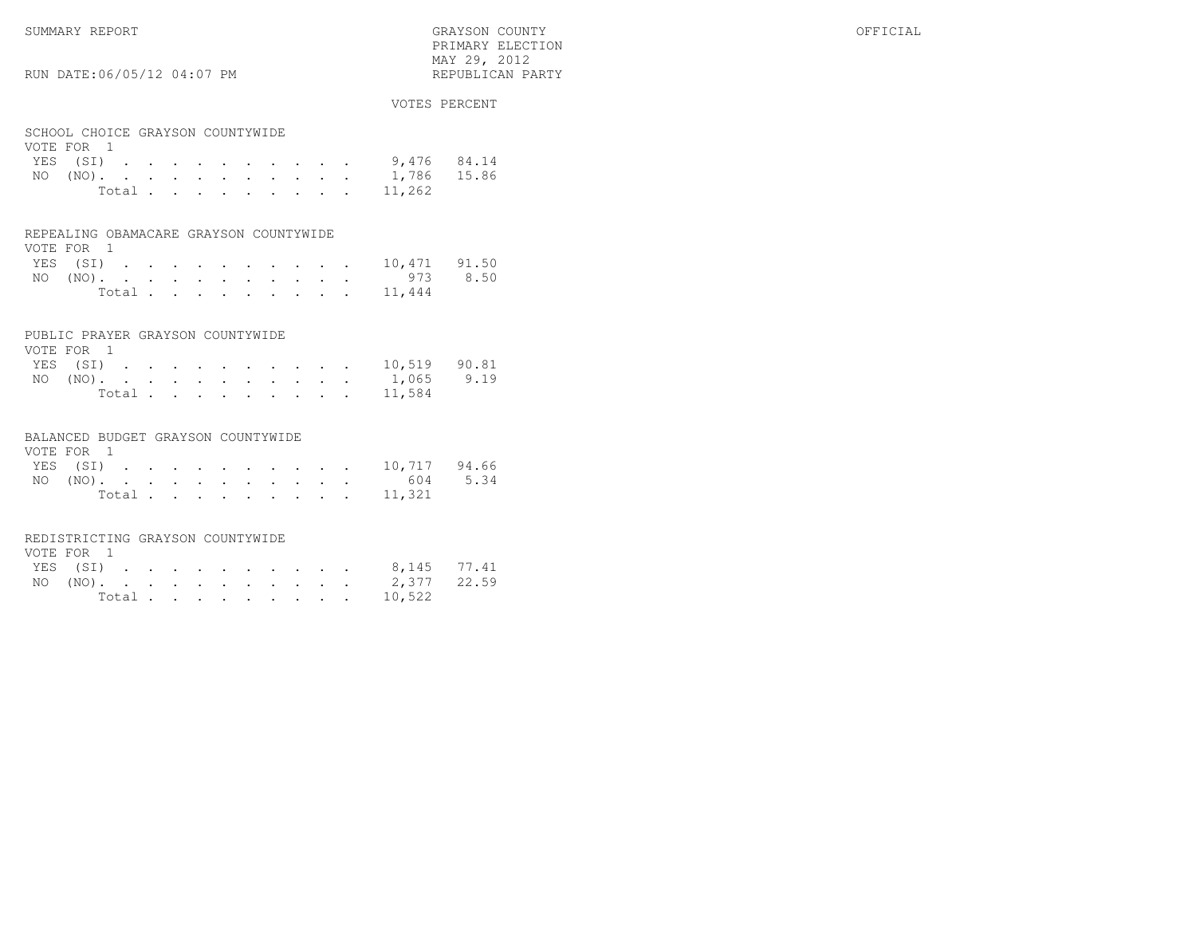SUMMARY REPORT

RUN DATE:06/05/12 04:07 PM

GRAYSON COUNTY
PRIMARY ELECTION
MAY 29, 2012
REPUBLICAN PARTY

OFFICIAL

## SCHOOL CHOICE GRAYSON COUNTYWIDE

VOTE FOR 1

| | VOTES | PERCENT |
|---|---|---|
| YES (SI) | 9,476 | 84.14 |
| NO (NO) | 1,786 | 15.86 |
| Total | 11,262 | |

## REPEALING OBAMACARE GRAYSON COUNTYWIDE

VOTE FOR 1

| | VOTES | PERCENT |
|---|---|---|
| YES (SI) | 10,471 | 91.50 |
| NO (NO) | 973 | 8.50 |
| Total | 11,444 | |

## PUBLIC PRAYER GRAYSON COUNTYWIDE

VOTE FOR 1

| | VOTES | PERCENT |
|---|---|---|
| YES (SI) | 10,519 | 90.81 |
| NO (NO) | 1,065 | 9.19 |
| Total | 11,584 | |

## BALANCED BUDGET GRAYSON COUNTYWIDE

VOTE FOR 1

| | VOTES | PERCENT |
|---|---|---|
| YES (SI) | 10,717 | 94.66 |
| NO (NO) | 604 | 5.34 |
| Total | 11,321 | |

## REDISTRICTING GRAYSON COUNTYWIDE

VOTE FOR 1

| | VOTES | PERCENT |
|---|---|---|
| YES (SI) | 8,145 | 77.41 |
| NO (NO) | 2,377 | 22.59 |
| Total | 10,522 | |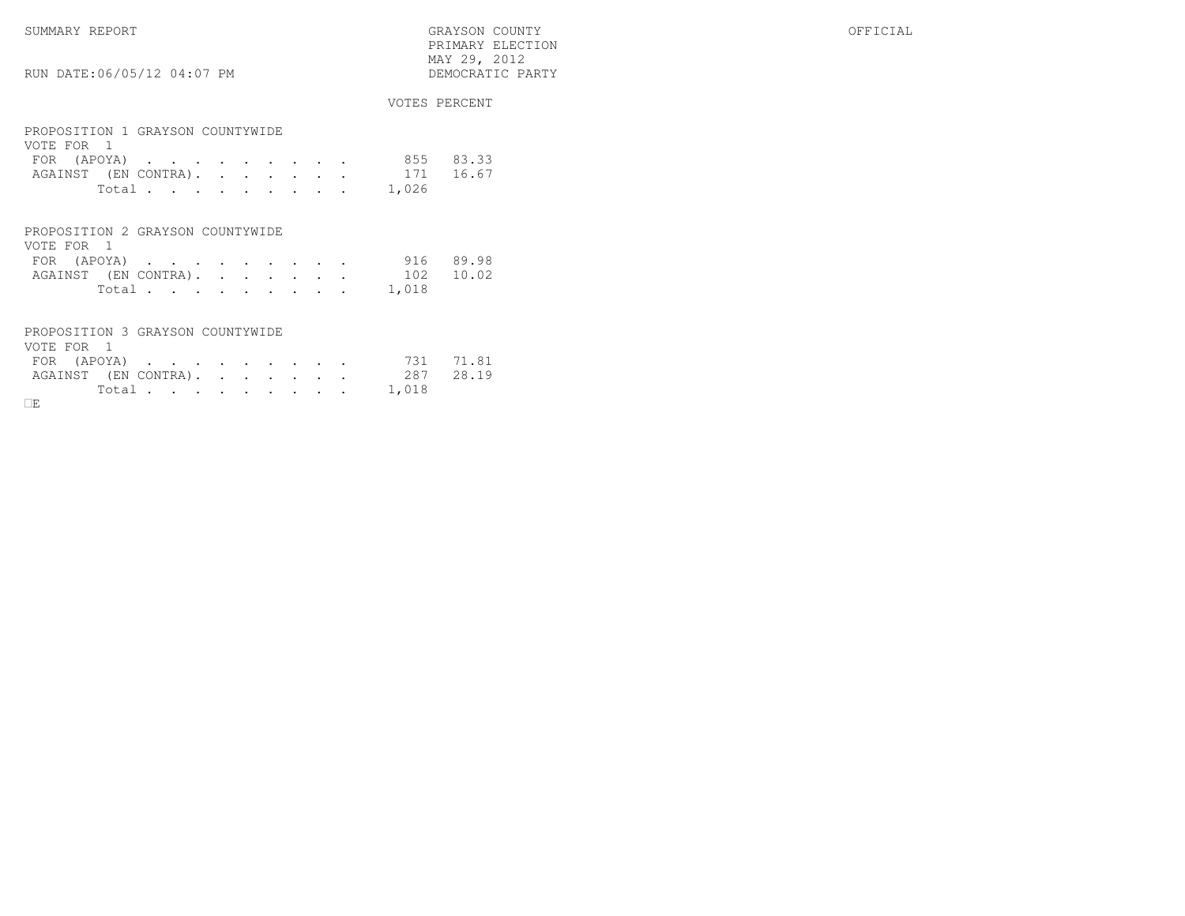SUMMARY REPORT

GRAYSON COUNTY
PRIMARY ELECTION
MAY 29, 2012
DEMOCRATIC PARTY

OFFICIAL

RUN DATE:06/05/12 04:07 PM

**PROPOSITION 1 GRAYSON COUNTYWIDE**
VOTE FOR 1

| | VOTES | PERCENT |
|---|---|---|
| FOR (APOYA) | 855 | 83.33 |
| AGAINST (EN CONTRA) | 171 | 16.67 |
| Total | 1,026 | |

**PROPOSITION 2 GRAYSON COUNTYWIDE**
VOTE FOR 1

| | VOTES | PERCENT |
|---|---|---|
| FOR (APOYA) | 916 | 89.98 |
| AGAINST (EN CONTRA) | 102 | 10.02 |
| Total | 1,018 | |

**PROPOSITION 3 GRAYSON COUNTYWIDE**
VOTE FOR 1

| | VOTES | PERCENT |
|---|---|---|
| FOR (APOYA) | 731 | 71.81 |
| AGAINST (EN CONTRA) | 287 | 28.19 |
| Total | 1,018 | |

E